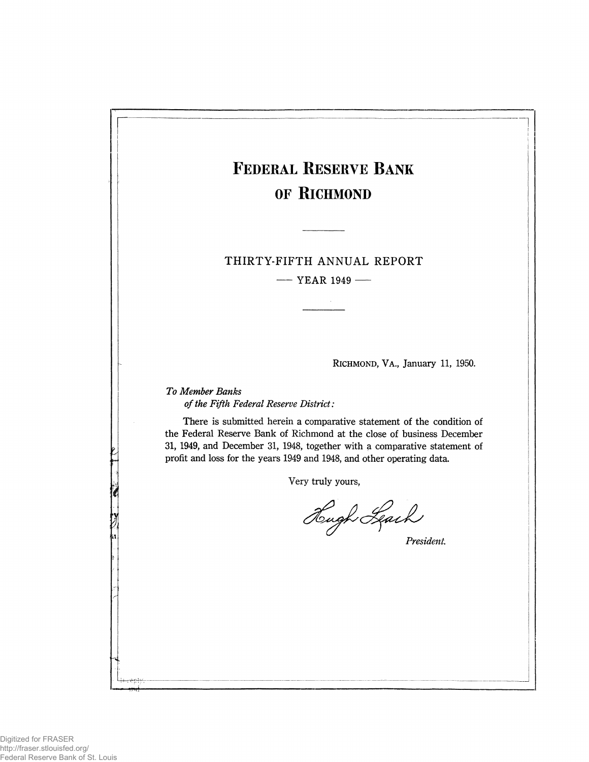# FEDERAL RESERVE BANK OF RICHMOND

THIRTY-FIFTH ANNUAL REPORT

— YEAR 1949 —

RICHMOND, VA., January 11, 1950.

*To Member Banks*
*of the Fifth Federal Reserve District:*

There is submitted herein a comparative statement of the condition of the Federal Reserve Bank of Richmond at the close of business December 31, 1949, and December 31, 1948, together with a comparative statement of profit and loss for the years 1949 and 1948, and other operating data.

Very truly yours,

Hugh Leach

*President.*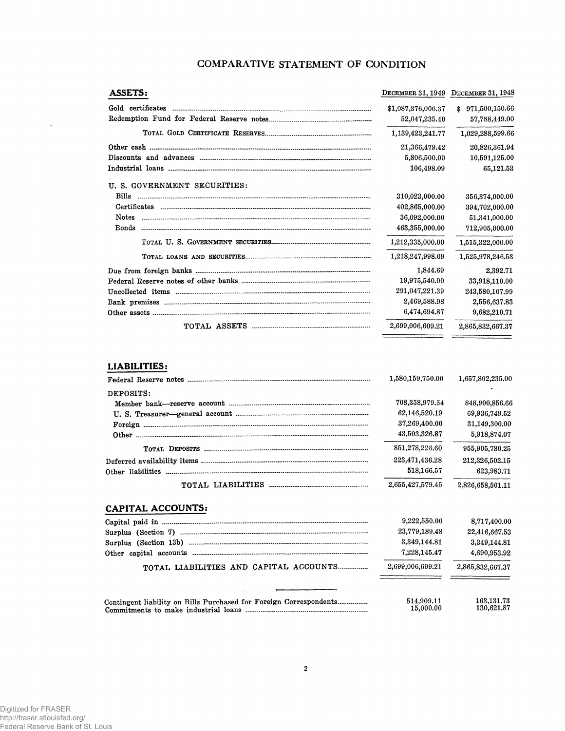# COMPARATIVE STATEMENT OF CONDITION

| **ASSETS:** | December 31, 1949 | December 31, 1948 |
|---|---|---|
| Gold certificates | $1,087,376,006.37 | $ 971,500,150.66 |
| Redemption Fund for Federal Reserve notes | 52,047,235.40 | 57,788,449.00 |
| Total Gold Certificate Reserves | 1,139,423,241.77 | 1,029,288,599.66 |
| Other cash | 21,366,479.42 | 20,826,361.94 |
| Discounts and advances | 5,806,500.00 | 10,591,125.00 |
| Industrial loans | 106,498.09 | 65,121.53 |
| U. S. GOVERNMENT SECURITIES: | | |
| Bills | 310,023,000.00 | 356,374,000.00 |
| Certificates | 402,865,000.00 | 394,702,000.00 |
| Notes | 36,092,000.00 | 51,341,000.00 |
| Bonds | 463,355,000.00 | 712,905,000.00 |
| Total U. S. Government securities | 1,212,335,000.00 | 1,515,322,000.00 |
| Total loans and securities | 1,218,247,998.09 | 1,525,978,246.53 |
| Due from foreign banks | 1,844.69 | 2,392.71 |
| Federal Reserve notes of other banks | 19,975,540.00 | 33,918,110.00 |
| Uncollected items | 291,047,221.39 | 243,580,107.99 |
| Bank premises | 2,469,588.98 | 2,556,637.83 |
| Other assets | 6,474,694.87 | 9,682,210.71 |
| TOTAL ASSETS | 2,699,006,609.21 | 2,865,832,667.37 |

| **LIABILITIES:** | | |
|---|---|---|
| Federal Reserve notes | 1,580,159,750.00 | 1,657,802,235.00 |
| DEPOSITS: | | |
| Member bank—reserve account | 708,358,979.54 | 848,900,856.66 |
| U. S. Treasurer—general account | 62,146,520.19 | 69,936,749.52 |
| Foreign | 37,269,400.00 | 31,149,300.00 |
| Other | 43,503,326.87 | 5,918,874.07 |
| Total Deposits | 851,278,226.60 | 955,905,780.25 |
| Deferred availability items | 223,471,436.28 | 212,326,502.15 |
| Other liabilities | 518,166.57 | 623,983.71 |
| TOTAL LIABILITIES | 2,655,427,579.45 | 2,826,658,501.11 |

| **CAPITAL ACCOUNTS:** | | |
|---|---|---|
| Capital paid in | 9,222,550.00 | 8,717,400.00 |
| Surplus (Section 7) | 23,779,189.48 | 22,416,667.53 |
| Surplus (Section 13b) | 3,349,144.81 | 3,349,144.81 |
| Other capital accounts | 7,228,145.47 | 4,690,953.92 |
| TOTAL LIABILITIES AND CAPITAL ACCOUNTS | 2,699,006,609.21 | 2,865,832,667.37 |

| | | |
|---|---|---|
| Contingent liability on Bills Purchased for Foreign Correspondents | 514,909.11 | 163,131.73 |
| Commitments to make industrial loans | 15,000.00 | 130,621.87 |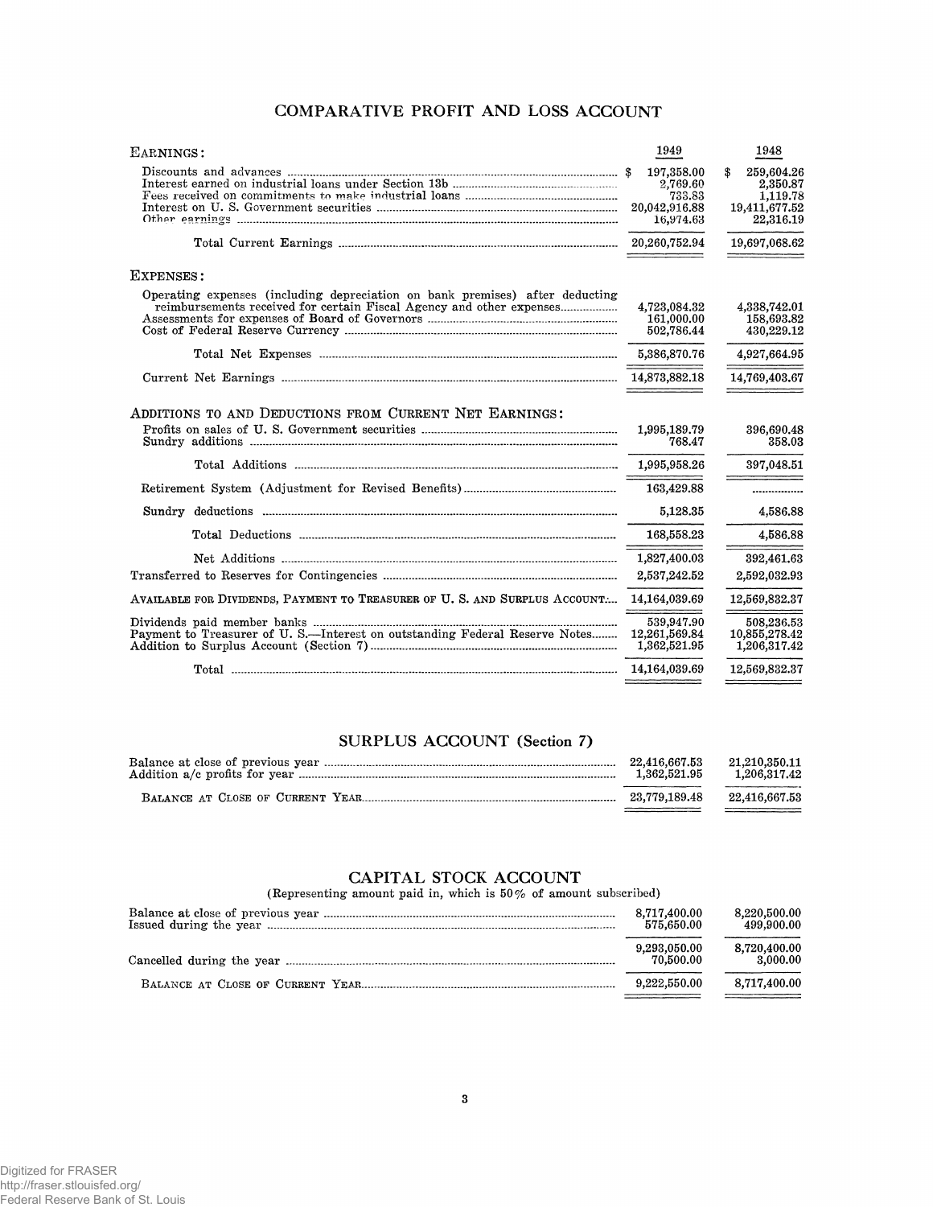## COMPARATIVE PROFIT AND LOSS ACCOUNT

| EARNINGS: | 1949 | 1948 |
|---|---|---|
| Discounts and advances | $ 197,358.00 | $ 259,604.26 |
| Interest earned on industrial loans under Section 13b | 2,769.60 | 2,350.87 |
| Fees received on commitments to make industrial loans | 733.83 | 1,119.78 |
| Interest on U. S. Government securities | 20,042,916.88 | 19,411,677.52 |
| Other earnings | 16,974.63 | 22,316.19 |
| Total Current Earnings | 20,260,752.94 | 19,697,068.62 |
| **EXPENSES:** | | |
| Operating expenses (including depreciation on bank premises) after deducting reimbursements received for certain Fiscal Agency and other expenses | 4,723,084.32 | 4,338,742.01 |
| Assessments for expenses of Board of Governors | 161,000.00 | 158,693.82 |
| Cost of Federal Reserve Currency | 502,786.44 | 430,229.12 |
| Total Net Expenses | 5,386,870.76 | 4,927,664.95 |
| Current Net Earnings | 14,873,882.18 | 14,769,403.67 |
| **ADDITIONS TO AND DEDUCTIONS FROM CURRENT NET EARNINGS:** | | |
| Profits on sales of U. S. Government securities | 1,995,189.79 | 396,690.48 |
| Sundry additions | 768.47 | 358.03 |
| Total Additions | 1,995,958.26 | 397,048.51 |
| Retirement System (Adjustment for Revised Benefits) | 163,429.88 | ............... |
| Sundry deductions | 5,128.35 | 4,586.88 |
| Total Deductions | 168,558.23 | 4,586.88 |
| Net Additions | 1,827,400.03 | 392,461.63 |
| Transferred to Reserves for Contingencies | 2,537,242.52 | 2,592,032.93 |
| AVAILABLE FOR DIVIDENDS, PAYMENT TO TREASURER OF U. S. AND SURPLUS ACCOUNT | 14,164,039.69 | 12,569,832.37 |
| Dividends paid member banks | 539,947.90 | 508,236.53 |
| Payment to Treasurer of U. S.—Interest on outstanding Federal Reserve Notes | 12,261,569.84 | 10,855,278.42 |
| Addition to Surplus Account (Section 7) | 1,362,521.95 | 1,206,317.42 |
| Total | 14,164,039.69 | 12,569,832.37 |

## SURPLUS ACCOUNT (Section 7)

| | 1949 | 1948 |
|---|---|---|
| Balance at close of previous year | 22,416,667.53 | 21,210,350.11 |
| Addition a/c profits for year | 1,362,521.95 | 1,206,317.42 |
| BALANCE AT CLOSE OF CURRENT YEAR | 23,779,189.48 | 22,416,667.53 |

## CAPITAL STOCK ACCOUNT

(Representing amount paid in, which is 50% of amount subscribed)

| | 1949 | 1948 |
|---|---|---|
| Balance at close of previous year | 8,717,400.00 | 8,220,500.00 |
| Issued during the year | 575,650.00 | 499,900.00 |
| | 9,293,050.00 | 8,720,400.00 |
| Cancelled during the year | 70,500.00 | 3,000.00 |
| BALANCE AT CLOSE OF CURRENT YEAR | 9,222,550.00 | 8,717,400.00 |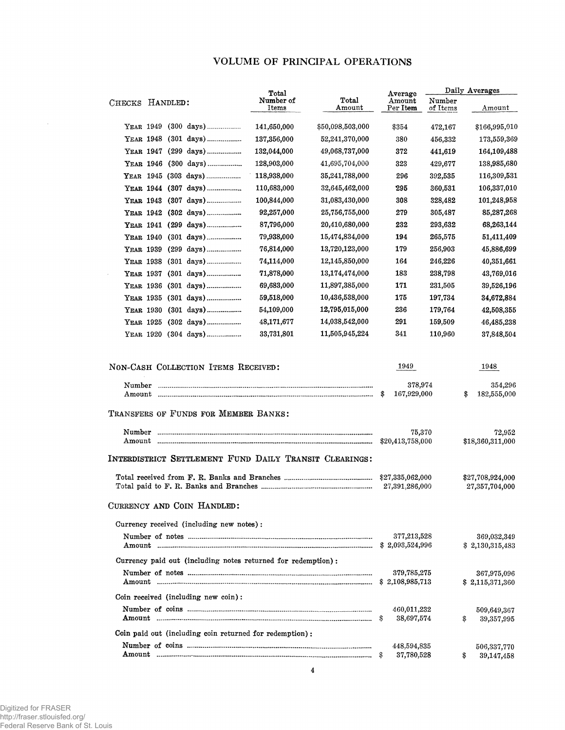# VOLUME OF PRINCIPAL OPERATIONS

| CHECKS HANDLED: | Total Number of Items | Total Amount | Average Amount Per Item | Daily Averages | |
|---|---|---|---|---|---|
| | | | | Number of Items | Amount |
| YEAR 1949 (300 days) | 141,650,000 | $50,098,503,000 | $354 | 472,167 | $166,995,010 |
| YEAR 1948 (301 days) | 137,356,000 | 52,241,370,000 | 380 | 456,332 | 173,559,369 |
| YEAR 1947 (299 days) | 132,044,000 | 49,068,737,000 | 372 | 441,619 | 164,109,488 |
| YEAR 1946 (300 days) | 128,903,000 | 41,695,704,000 | 323 | 429,677 | 138,985,680 |
| YEAR 1945 (303 days) | 118,938,000 | 35,241,788,000 | 296 | 392,535 | 116,309,531 |
| YEAR 1944 (307 days) | 110,683,000 | 32,645,462,000 | 295 | 360,531 | 106,337,010 |
| YEAR 1943 (307 days) | 100,844,000 | 31,083,430,000 | 308 | 328,482 | 101,248,958 |
| YEAR 1942 (302 days) | 92,257,000 | 25,756,755,000 | 279 | 305,487 | 85,287,268 |
| YEAR 1941 (299 days) | 87,796,000 | 20,410,680,000 | 232 | 293,632 | 68,263,144 |
| YEAR 1940 (301 days) | 79,938,000 | 15,474,834,000 | 194 | 265,575 | 51,411,409 |
| YEAR 1939 (299 days) | 76,814,000 | 13,720,123,000 | 179 | 256,903 | 45,886,699 |
| YEAR 1938 (301 days) | 74,114,000 | 12,145,850,000 | 164 | 246,226 | 40,351,661 |
| YEAR 1937 (301 days) | 71,878,000 | 13,174,474,000 | 183 | 238,798 | 43,769,016 |
| YEAR 1936 (301 days) | 69,683,000 | 11,897,385,000 | 171 | 231,505 | 39,526,196 |
| YEAR 1935 (301 days) | 59,518,000 | 10,436,538,000 | 175 | 197,734 | 34,672,884 |
| YEAR 1930 (301 days) | 54,109,000 | 12,795,015,000 | 236 | 179,764 | 42,508,355 |
| YEAR 1925 (302 days) | 48,171,677 | 14,038,542,000 | 291 | 159,509 | 46,485,238 |
| YEAR 1920 (304 days) | 33,731,801 | 11,505,945,224 | 341 | 110,960 | 37,848,504 |

| NON-CASH COLLECTION ITEMS RECEIVED: | 1949 | 1948 |
|---|---|---|
| Number | 378,974 | 354,296 |
| Amount | $ 167,929,000 | $ 182,555,000 |
| **TRANSFERS OF FUNDS FOR MEMBER BANKS:** | | |
| Number | 75,370 | 72,952 |
| Amount | $20,413,758,000 | $18,360,311,000 |
| **INTERDISTRICT SETTLEMENT FUND DAILY TRANSIT CLEARINGS:** | | |
| Total received from F. R. Banks and Branches | $27,335,062,000 | $27,708,924,000 |
| Total paid to F. R. Banks and Branches | 27,391,286,000 | 27,357,704,000 |
| **CURRENCY AND COIN HANDLED:** | | |
| Currency received (including new notes): | | |
| Number of notes | 377,213,528 | 369,032,349 |
| Amount | $ 2,093,524,996 | $ 2,130,315,483 |
| Currency paid out (including notes returned for redemption): | | |
| Number of notes | 379,785,275 | 367,975,096 |
| Amount | $ 2,108,985,713 | $ 2,115,371,360 |
| Coin received (including new coin): | | |
| Number of coins | 460,011,232 | 509,649,367 |
| Amount | $ 38,697,574 | $ 39,357,995 |
| Coin paid out (including coin returned for redemption): | | |
| Number of coins | 448,594,835 | 506,337,770 |
| Amount | $ 37,780,528 | $ 39,147,458 |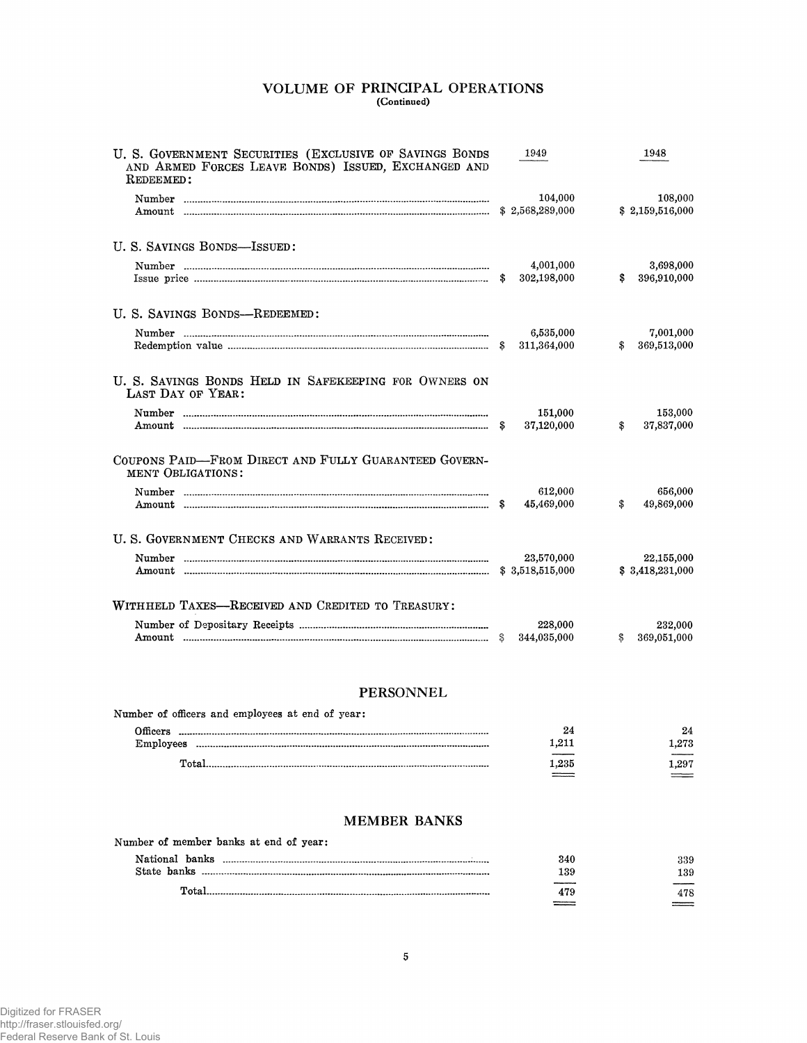# VOLUME OF PRINCIPAL OPERATIONS
(Continued)

| | 1949 | 1948 |
|---|---|---|
| **U. S. Government Securities (Exclusive of Savings Bonds and Armed Forces Leave Bonds) Issued, Exchanged and Redeemed:** | | |
| Number | 104,000 | 108,000 |
| Amount | $ 2,568,289,000 | $ 2,159,516,000 |
| **U. S. Savings Bonds—Issued:** | | |
| Number | 4,001,000 | 3,698,000 |
| Issue price | $ 302,198,000 | $ 396,910,000 |
| **U. S. Savings Bonds—Redeemed:** | | |
| Number | 6,535,000 | 7,001,000 |
| Redemption value | $ 311,364,000 | $ 369,513,000 |
| **U. S. Savings Bonds Held in Safekeeping for Owners on Last Day of Year:** | | |
| Number | 151,000 | 153,000 |
| Amount | $ 37,120,000 | $ 37,837,000 |
| **Coupons Paid—From Direct and Fully Guaranteed Government Obligations:** | | |
| Number | 612,000 | 656,000 |
| Amount | $ 45,469,000 | $ 49,869,000 |
| **U. S. Government Checks and Warrants Received:** | | |
| Number | 23,570,000 | 22,155,000 |
| Amount | $ 3,518,515,000 | $ 3,418,231,000 |
| **Withheld Taxes—Received and Credited to Treasury:** | | |
| Number of Depositary Receipts | 228,000 | 232,000 |
| Amount | $ 344,035,000 | $ 369,051,000 |

## PERSONNEL

| Number of officers and employees at end of year: | 1949 | 1948 |
|---|---|---|
| Officers | 24 | 24 |
| Employees | 1,211 | 1,273 |
| Total | 1,235 | 1,297 |

## MEMBER BANKS

| Number of member banks at end of year: | 1949 | 1948 |
|---|---|---|
| National banks | 340 | 339 |
| State banks | 139 | 139 |
| Total | 479 | 478 |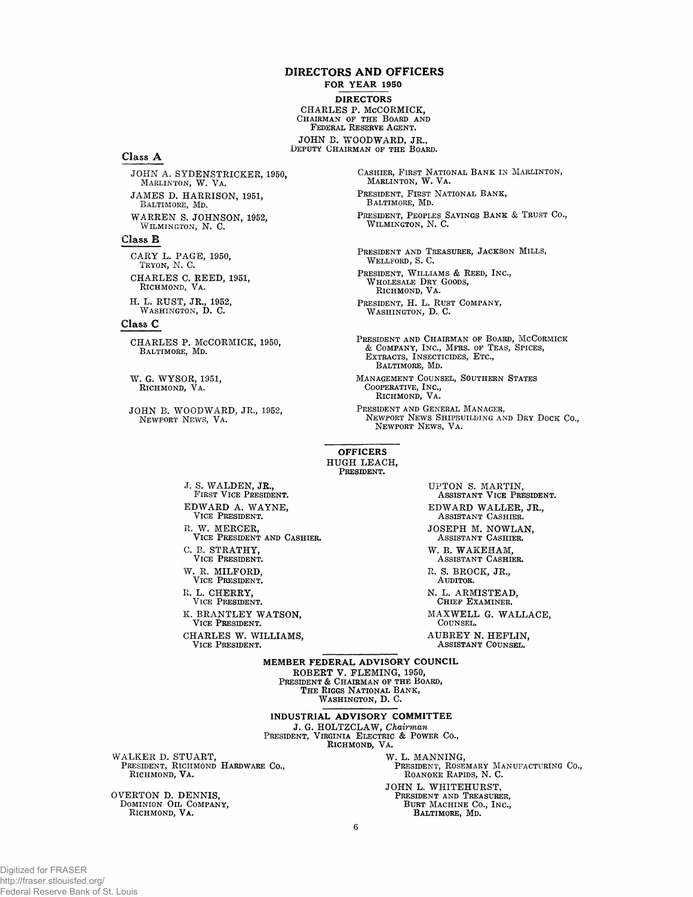# DIRECTORS AND OFFICERS

## FOR YEAR 1950

### DIRECTORS

CHARLES P. McCORMICK,
CHAIRMAN OF THE BOARD AND
FEDERAL RESERVE AGENT.

JOHN B. WOODWARD, JR.,
DEPUTY CHAIRMAN OF THE BOARD.

#### Class A

| | |
|---|---|
| JOHN A. SYDENSTRICKER, 1950, MARLINTON, W. VA. | CASHIER, FIRST NATIONAL BANK IN MARLINTON, MARLINTON, W. VA. |
| JAMES D. HARRISON, 1951, BALTIMORE, MD. | PRESIDENT, FIRST NATIONAL BANK, BALTIMORE, MD. |
| WARREN S. JOHNSON, 1952, WILMINGTON, N. C. | PRESIDENT, PEOPLES SAVINGS BANK & TRUST CO., WILMINGTON, N. C. |

#### Class B

| | |
|---|---|
| CARY L. PAGE, 1950, TRYON, N. C. | PRESIDENT AND TREASURER, JACKSON MILLS, WELLFORD, S. C. |
| CHARLES C. REED, 1951, RICHMOND, VA. | PRESIDENT, WILLIAMS & REED, INC., WHOLESALE DRY GOODS, RICHMOND, VA. |
| H. L. RUST, JR., 1952, WASHINGTON, D. C. | PRESIDENT, H. L. RUST COMPANY, WASHINGTON, D. C. |

#### Class C

| | |
|---|---|
| CHARLES P. McCORMICK, 1950, BALTIMORE, MD. | PRESIDENT AND CHAIRMAN OF BOARD, McCORMICK & COMPANY, INC., MFRS. OF TEAS, SPICES, EXTRACTS, INSECTICIDES, ETC., BALTIMORE, MD. |
| W. G. WYSOR, 1951, RICHMOND, VA. | MANAGEMENT COUNSEL, SOUTHERN STATES COOPERATIVE, INC., RICHMOND, VA. |
| JOHN B. WOODWARD, JR., 1952, NEWPORT NEWS, VA. | PRESIDENT AND GENERAL MANAGER, NEWPORT NEWS SHIPBUILDING AND DRY DOCK CO., NEWPORT NEWS, VA. |

### OFFICERS

HUGH LEACH,
PRESIDENT.

J. S. WALDEN, JR., FIRST VICE PRESIDENT.
EDWARD A. WAYNE, VICE PRESIDENT.
R. W. MERCER, VICE PRESIDENT AND CASHIER.
C. B. STRATHY, VICE PRESIDENT.
W. R. MILFORD, VICE PRESIDENT.
R. L. CHERRY, VICE PRESIDENT.
K. BRANTLEY WATSON, VICE PRESIDENT.
CHARLES W. WILLIAMS, VICE PRESIDENT.
UPTON S. MARTIN, ASSISTANT VICE PRESIDENT.
EDWARD WALLER, JR., ASSISTANT CASHIER.
JOSEPH M. NOWLAN, ASSISTANT CASHIER.
W. B. WAKEHAM, ASSISTANT CASHIER.
R. S. BROCK, JR., AUDITOR.
N. L. ARMISTEAD, CHIEF EXAMINER.
MAXWELL G. WALLACE, COUNSEL.
AUBREY N. HEFLIN, ASSISTANT COUNSEL.

### MEMBER FEDERAL ADVISORY COUNCIL

ROBERT V. FLEMING, 1950,
PRESIDENT & CHAIRMAN OF THE BOARD,
THE RIGGS NATIONAL BANK,
WASHINGTON, D. C.

### INDUSTRIAL ADVISORY COMMITTEE

J. G. HOLTZCLAW, *Chairman*
PRESIDENT, VIRGINIA ELECTRIC & POWER CO.,
RICHMOND, VA.

WALKER D. STUART,
PRESIDENT, RICHMOND HARDWARE CO.,
RICHMOND, VA.

OVERTON D. DENNIS,
DOMINION OIL COMPANY,
RICHMOND, VA.

W. L. MANNING,
PRESIDENT, ROSEMARY MANUFACTURING CO.,
ROANOKE RAPIDS, N. C.

JOHN L. WHITEHURST,
PRESIDENT AND TREASURER,
BURT MACHINE CO., INC.,
BALTIMORE, MD.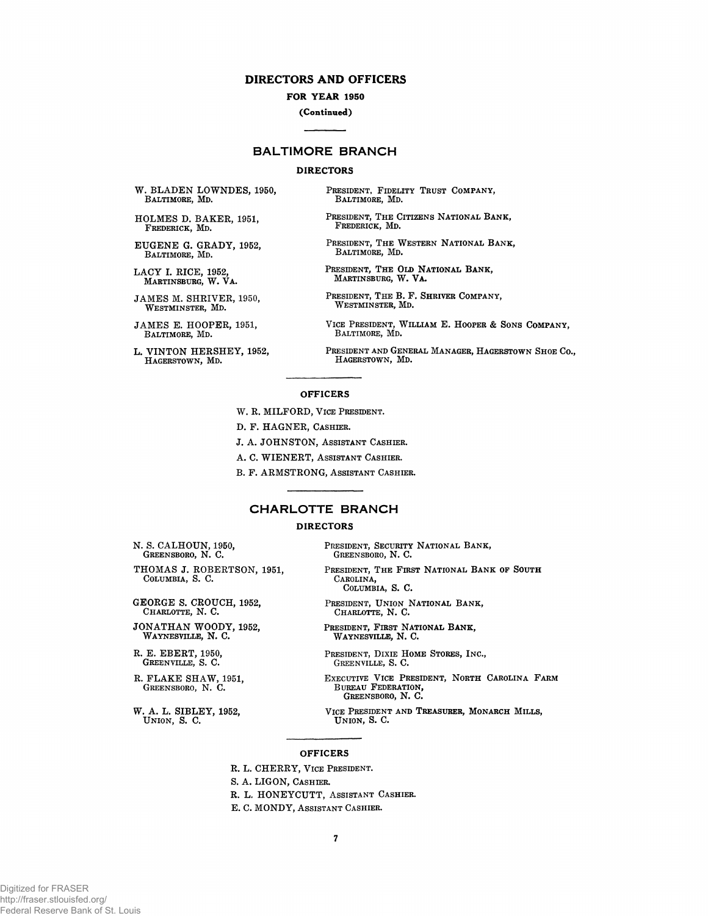# DIRECTORS AND OFFICERS

**FOR YEAR 1950**

**(Continued)**

## BALTIMORE BRANCH

### DIRECTORS

| | |
|---|---|
| W. BLADEN LOWNDES, 1950, Baltimore, Md. | President, Fidelity Trust Company, Baltimore, Md. |
| HOLMES D. BAKER, 1951, Frederick, Md. | President, The Citizens National Bank, Frederick, Md. |
| EUGENE G. GRADY, 1952, Baltimore, Md. | President, The Western National Bank, Baltimore, Md. |
| LACY I. RICE, 1952, Martinsburg, W. Va. | President, The Old National Bank, Martinsburg, W. Va. |
| JAMES M. SHRIVER, 1950, Westminster, Md. | President, The B. F. Shriver Company, Westminster, Md. |
| JAMES E. HOOPER, 1951, Baltimore, Md. | Vice President, William E. Hooper & Sons Company, Baltimore, Md. |
| L. VINTON HERSHEY, 1952, Hagerstown, Md. | President and General Manager, Hagerstown Shoe Co., Hagerstown, Md. |

### OFFICERS

W. R. MILFORD, Vice President.

D. F. HAGNER, Cashier.

J. A. JOHNSTON, Assistant Cashier.

A. C. WIENERT, Assistant Cashier.

B. F. ARMSTRONG, Assistant Cashier.

## CHARLOTTE BRANCH

### DIRECTORS

| | |
|---|---|
| N. S. CALHOUN, 1950, Greensboro, N. C. | President, Security National Bank, Greensboro, N. C. |
| THOMAS J. ROBERTSON, 1951, Columbia, S. C. | President, The First National Bank of South Carolina, Columbia, S. C. |
| GEORGE S. CROUCH, 1952, Charlotte, N. C. | President, Union National Bank, Charlotte, N. C. |
| JONATHAN WOODY, 1952, Waynesville, N. C. | President, First National Bank, Waynesville, N. C. |
| R. E. EBERT, 1950, Greenville, S. C. | President, Dixie Home Stores, Inc., Greenville, S. C. |
| R. FLAKE SHAW, 1951, Greensboro, N. C. | Executive Vice President, North Carolina Farm Bureau Federation, Greensboro, N. C. |
| W. A. L. SIBLEY, 1952, Union, S. C. | Vice President and Treasurer, Monarch Mills, Union, S. C. |

### OFFICERS

R. L. CHERRY, Vice President.

S. A. LIGON, Cashier.

R. L. HONEYCUTT, Assistant Cashier.

E. C. MONDY, Assistant Cashier.